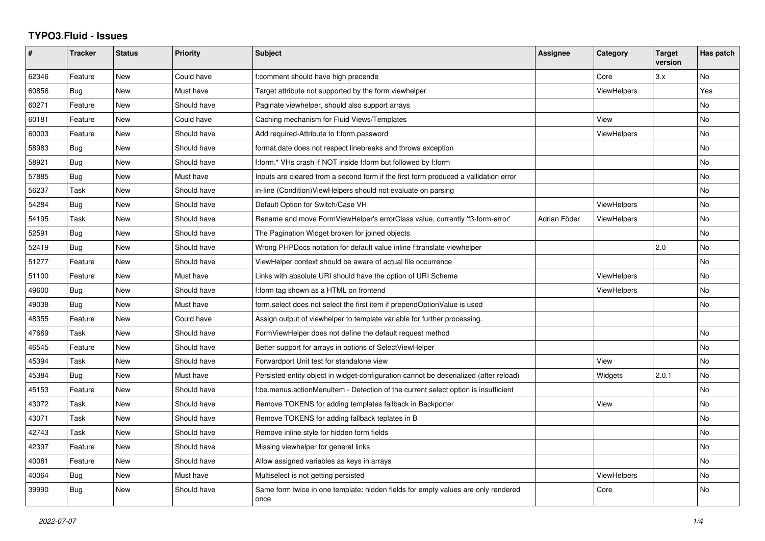# TYPO3.Fluid - Issues

| # | Tracker | Status | Priority | Subject | Assignee | Category | Target version | Has patch |
|---|---|---|---|---|---|---|---|---|
| 62346 | Feature | New | Could have | f:comment should have high precende | | Core | 3.x | No |
| 60856 | Bug | New | Must have | Target attribute not supported by the form viewhelper | | ViewHelpers | | Yes |
| 60271 | Feature | New | Should have | Paginate viewhelper, should also support arrays | | | | No |
| 60181 | Feature | New | Could have | Caching mechanism for Fluid Views/Templates | | View | | No |
| 60003 | Feature | New | Should have | Add required-Attribute to f:form.password | | ViewHelpers | | No |
| 58983 | Bug | New | Should have | format.date does not respect linebreaks and throws exception | | | | No |
| 58921 | Bug | New | Should have | f:form.* VHs crash if NOT inside f:form but followed by f:form | | | | No |
| 57885 | Bug | New | Must have | Inputs are cleared from a second form if the first form produced a vallidation error | | | | No |
| 56237 | Task | New | Should have | in-line (Condition)ViewHelpers should not evaluate on parsing | | | | No |
| 54284 | Bug | New | Should have | Default Option for Switch/Case VH | | ViewHelpers | | No |
| 54195 | Task | New | Should have | Rename and move FormViewHelper's errorClass value, currently 'f3-form-error' | Adrian Föder | ViewHelpers | | No |
| 52591 | Bug | New | Should have | The Pagination Widget broken for joined objects | | | | No |
| 52419 | Bug | New | Should have | Wrong PHPDocs notation for default value inline f:translate viewhelper | | | 2.0 | No |
| 51277 | Feature | New | Should have | ViewHelper context should be aware of actual file occurrence | | | | No |
| 51100 | Feature | New | Must have | Links with absolute URI should have the option of URI Scheme | | ViewHelpers | | No |
| 49600 | Bug | New | Should have | f:form tag shown as a HTML on frontend | | ViewHelpers | | No |
| 49038 | Bug | New | Must have | form.select does not select the first item if prependOptionValue is used | | | | No |
| 48355 | Feature | New | Could have | Assign output of viewhelper to template variable for further processing. | | | | |
| 47669 | Task | New | Should have | FormViewHelper does not define the default request method | | | | No |
| 46545 | Feature | New | Should have | Better support for arrays in options of SelectViewHelper | | | | No |
| 45394 | Task | New | Should have | Forwardport Unit test for standalone view | | View | | No |
| 45384 | Bug | New | Must have | Persisted entity object in widget-configuration cannot be deserialized (after reload) | | Widgets | 2.0.1 | No |
| 45153 | Feature | New | Should have | f:be.menus.actionMenuItem - Detection of the current select option is insufficient | | | | No |
| 43072 | Task | New | Should have | Remove TOKENS for adding templates fallback in Backporter | | View | | No |
| 43071 | Task | New | Should have | Remove TOKENS for adding fallback teplates in B | | | | No |
| 42743 | Task | New | Should have | Remove inline style for hidden form fields | | | | No |
| 42397 | Feature | New | Should have | Missing viewhelper for general links | | | | No |
| 40081 | Feature | New | Should have | Allow assigned variables as keys in arrays | | | | No |
| 40064 | Bug | New | Must have | Multiselect is not getting persisted | | ViewHelpers | | No |
| 39990 | Bug | New | Should have | Same form twice in one template: hidden fields for empty values are only rendered once | | Core | | No |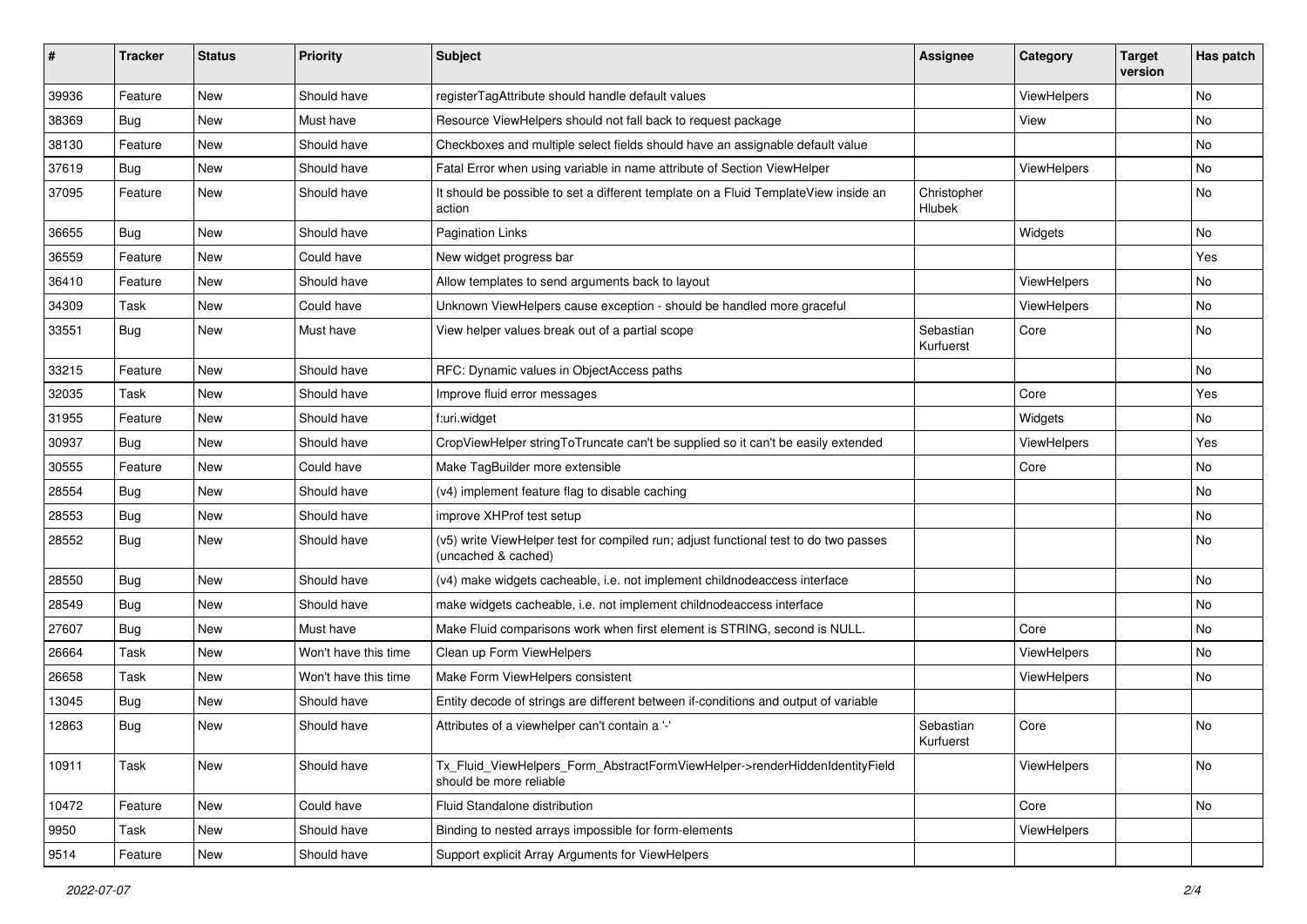| # | Tracker | Status | Priority | Subject | Assignee | Category | Target version | Has patch |
|---|---|---|---|---|---|---|---|---|
| 39936 | Feature | New | Should have | registerTagAttribute should handle default values | | ViewHelpers | | No |
| 38369 | Bug | New | Must have | Resource ViewHelpers should not fall back to request package | | View | | No |
| 38130 | Feature | New | Should have | Checkboxes and multiple select fields should have an assignable default value | | | | No |
| 37619 | Bug | New | Should have | Fatal Error when using variable in name attribute of Section ViewHelper | | ViewHelpers | | No |
| 37095 | Feature | New | Should have | It should be possible to set a different template on a Fluid TemplateView inside an action | Christopher Hlubek | | | No |
| 36655 | Bug | New | Should have | Pagination Links | | Widgets | | No |
| 36559 | Feature | New | Could have | New widget progress bar | | | | Yes |
| 36410 | Feature | New | Should have | Allow templates to send arguments back to layout | | ViewHelpers | | No |
| 34309 | Task | New | Could have | Unknown ViewHelpers cause exception - should be handled more graceful | | ViewHelpers | | No |
| 33551 | Bug | New | Must have | View helper values break out of a partial scope | Sebastian Kurfuerst | Core | | No |
| 33215 | Feature | New | Should have | RFC: Dynamic values in ObjectAccess paths | | | | No |
| 32035 | Task | New | Should have | Improve fluid error messages | | Core | | Yes |
| 31955 | Feature | New | Should have | f:uri.widget | | Widgets | | No |
| 30937 | Bug | New | Should have | CropViewHelper stringToTruncate can't be supplied so it can't be easily extended | | ViewHelpers | | Yes |
| 30555 | Feature | New | Could have | Make TagBuilder more extensible | | Core | | No |
| 28554 | Bug | New | Should have | (v4) implement feature flag to disable caching | | | | No |
| 28553 | Bug | New | Should have | improve XHProf test setup | | | | No |
| 28552 | Bug | New | Should have | (v5) write ViewHelper test for compiled run; adjust functional test to do two passes (uncached & cached) | | | | No |
| 28550 | Bug | New | Should have | (v4) make widgets cacheable, i.e. not implement childnodeaccess interface | | | | No |
| 28549 | Bug | New | Should have | make widgets cacheable, i.e. not implement childnodeaccess interface | | | | No |
| 27607 | Bug | New | Must have | Make Fluid comparisons work when first element is STRING, second is NULL. | | Core | | No |
| 26664 | Task | New | Won't have this time | Clean up Form ViewHelpers | | ViewHelpers | | No |
| 26658 | Task | New | Won't have this time | Make Form ViewHelpers consistent | | ViewHelpers | | No |
| 13045 | Bug | New | Should have | Entity decode of strings are different between if-conditions and output of variable | | | | |
| 12863 | Bug | New | Should have | Attributes of a viewhelper can't contain a '-' | Sebastian Kurfuerst | Core | | No |
| 10911 | Task | New | Should have | Tx_Fluid_ViewHelpers_Form_AbstractFormViewHelper->renderHiddenIdentityField should be more reliable | | ViewHelpers | | No |
| 10472 | Feature | New | Could have | Fluid Standalone distribution | | Core | | No |
| 9950 | Task | New | Should have | Binding to nested arrays impossible for form-elements | | ViewHelpers | | |
| 9514 | Feature | New | Should have | Support explicit Array Arguments for ViewHelpers | | | | |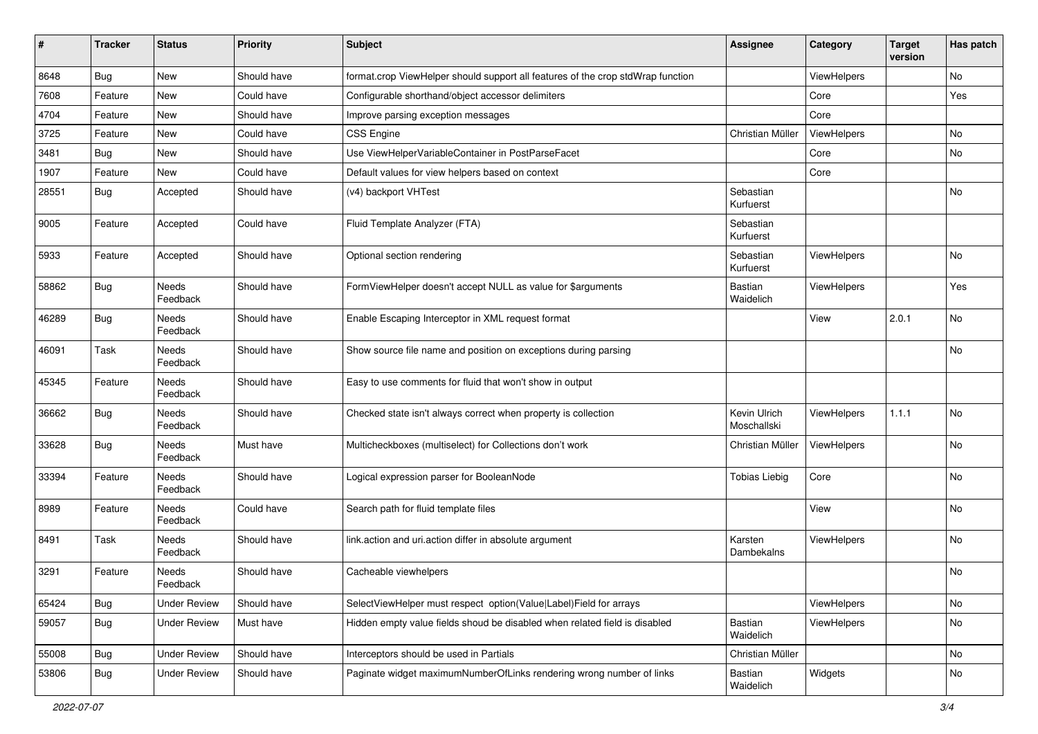| # | Tracker | Status | Priority | Subject | Assignee | Category | Target version | Has patch |
|---|---|---|---|---|---|---|---|---|
| 8648 | Bug | New | Should have | format.crop ViewHelper should support all features of the crop stdWrap function | | ViewHelpers | | No |
| 7608 | Feature | New | Could have | Configurable shorthand/object accessor delimiters | | Core | | Yes |
| 4704 | Feature | New | Should have | Improve parsing exception messages | | Core | | |
| 3725 | Feature | New | Could have | CSS Engine | Christian Müller | ViewHelpers | | No |
| 3481 | Bug | New | Should have | Use ViewHelperVariableContainer in PostParseFacet | | Core | | No |
| 1907 | Feature | New | Could have | Default values for view helpers based on context | | Core | | |
| 28551 | Bug | Accepted | Should have | (v4) backport VHTest | Sebastian Kurfuerst | | | No |
| 9005 | Feature | Accepted | Could have | Fluid Template Analyzer (FTA) | Sebastian Kurfuerst | | | |
| 5933 | Feature | Accepted | Should have | Optional section rendering | Sebastian Kurfuerst | ViewHelpers | | No |
| 58862 | Bug | Needs Feedback | Should have | FormViewHelper doesn't accept NULL as value for $arguments | Bastian Waidelich | ViewHelpers | | Yes |
| 46289 | Bug | Needs Feedback | Should have | Enable Escaping Interceptor in XML request format | | View | 2.0.1 | No |
| 46091 | Task | Needs Feedback | Should have | Show source file name and position on exceptions during parsing | | | | No |
| 45345 | Feature | Needs Feedback | Should have | Easy to use comments for fluid that won't show in output | | | | |
| 36662 | Bug | Needs Feedback | Should have | Checked state isn't always correct when property is collection | Kevin Ulrich Moschallski | ViewHelpers | 1.1.1 | No |
| 33628 | Bug | Needs Feedback | Must have | Multicheckboxes (multiselect) for Collections don't work | Christian Müller | ViewHelpers | | No |
| 33394 | Feature | Needs Feedback | Should have | Logical expression parser for BooleanNode | Tobias Liebig | Core | | No |
| 8989 | Feature | Needs Feedback | Could have | Search path for fluid template files | | View | | No |
| 8491 | Task | Needs Feedback | Should have | link.action and uri.action differ in absolute argument | Karsten Dambekalns | ViewHelpers | | No |
| 3291 | Feature | Needs Feedback | Should have | Cacheable viewhelpers | | | | No |
| 65424 | Bug | Under Review | Should have | SelectViewHelper must respect option(Value\|Label)Field for arrays | | ViewHelpers | | No |
| 59057 | Bug | Under Review | Must have | Hidden empty value fields shoud be disabled when related field is disabled | Bastian Waidelich | ViewHelpers | | No |
| 55008 | Bug | Under Review | Should have | Interceptors should be used in Partials | Christian Müller | | | No |
| 53806 | Bug | Under Review | Should have | Paginate widget maximumNumberOfLinks rendering wrong number of links | Bastian Waidelich | Widgets | | No |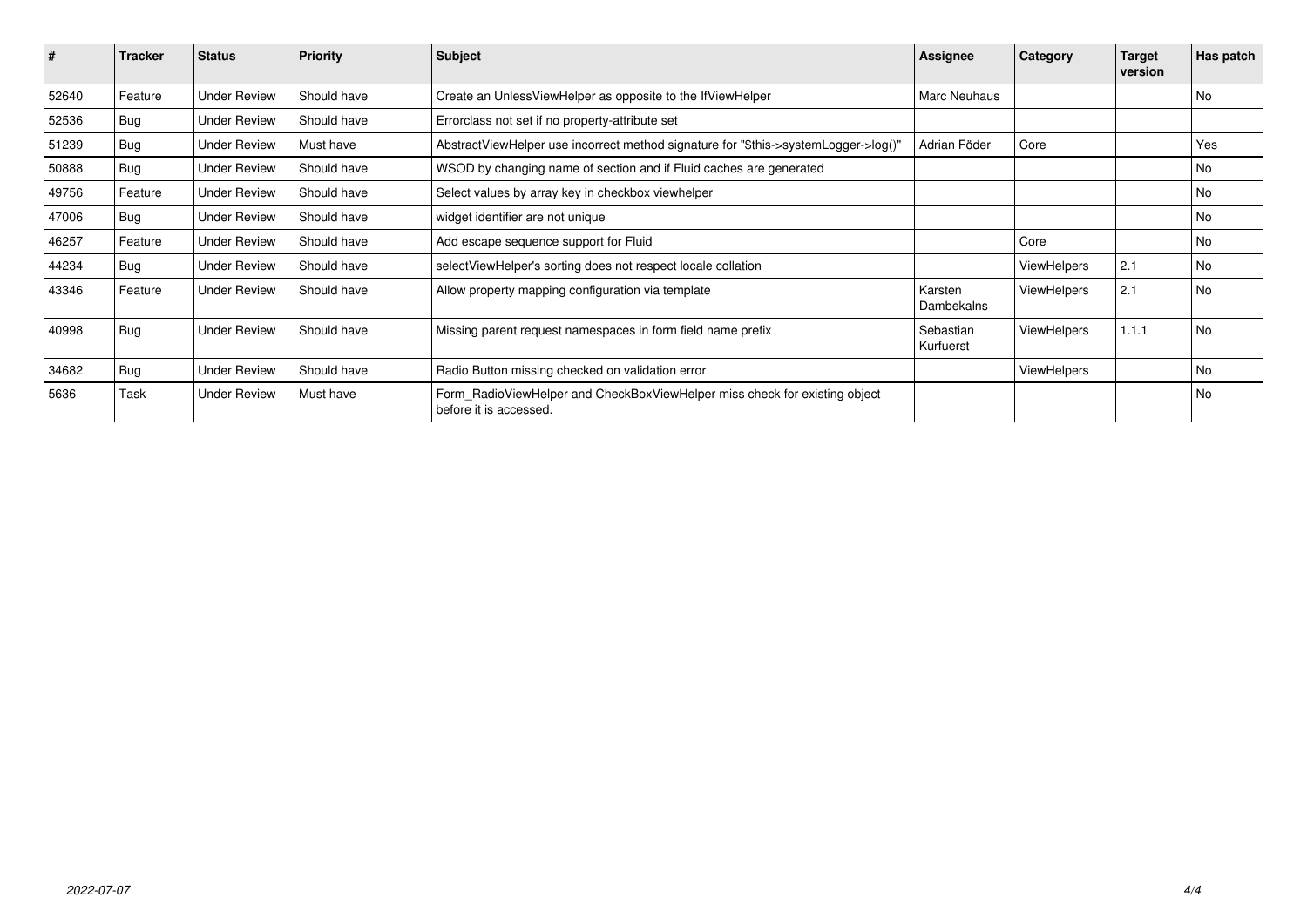| # | Tracker | Status | Priority | Subject | Assignee | Category | Target version | Has patch |
|---|---|---|---|---|---|---|---|---|
| 52640 | Feature | Under Review | Should have | Create an UnlessViewHelper as opposite to the IfViewHelper | Marc Neuhaus | | | No |
| 52536 | Bug | Under Review | Should have | Errorclass not set if no property-attribute set | | | | |
| 51239 | Bug | Under Review | Must have | AbstractViewHelper use incorrect method signature for "$this->systemLogger->log()" | Adrian Föder | Core | | Yes |
| 50888 | Bug | Under Review | Should have | WSOD by changing name of section and if Fluid caches are generated | | | | No |
| 49756 | Feature | Under Review | Should have | Select values by array key in checkbox viewhelper | | | | No |
| 47006 | Bug | Under Review | Should have | widget identifier are not unique | | | | No |
| 46257 | Feature | Under Review | Should have | Add escape sequence support for Fluid | | Core | | No |
| 44234 | Bug | Under Review | Should have | selectViewHelper's sorting does not respect locale collation | | ViewHelpers | 2.1 | No |
| 43346 | Feature | Under Review | Should have | Allow property mapping configuration via template | Karsten Dambekalns | ViewHelpers | 2.1 | No |
| 40998 | Bug | Under Review | Should have | Missing parent request namespaces in form field name prefix | Sebastian Kurfuerst | ViewHelpers | 1.1.1 | No |
| 34682 | Bug | Under Review | Should have | Radio Button missing checked on validation error | | ViewHelpers | | No |
| 5636 | Task | Under Review | Must have | Form_RadioViewHelper and CheckBoxViewHelper miss check for existing object before it is accessed. | | | | No |